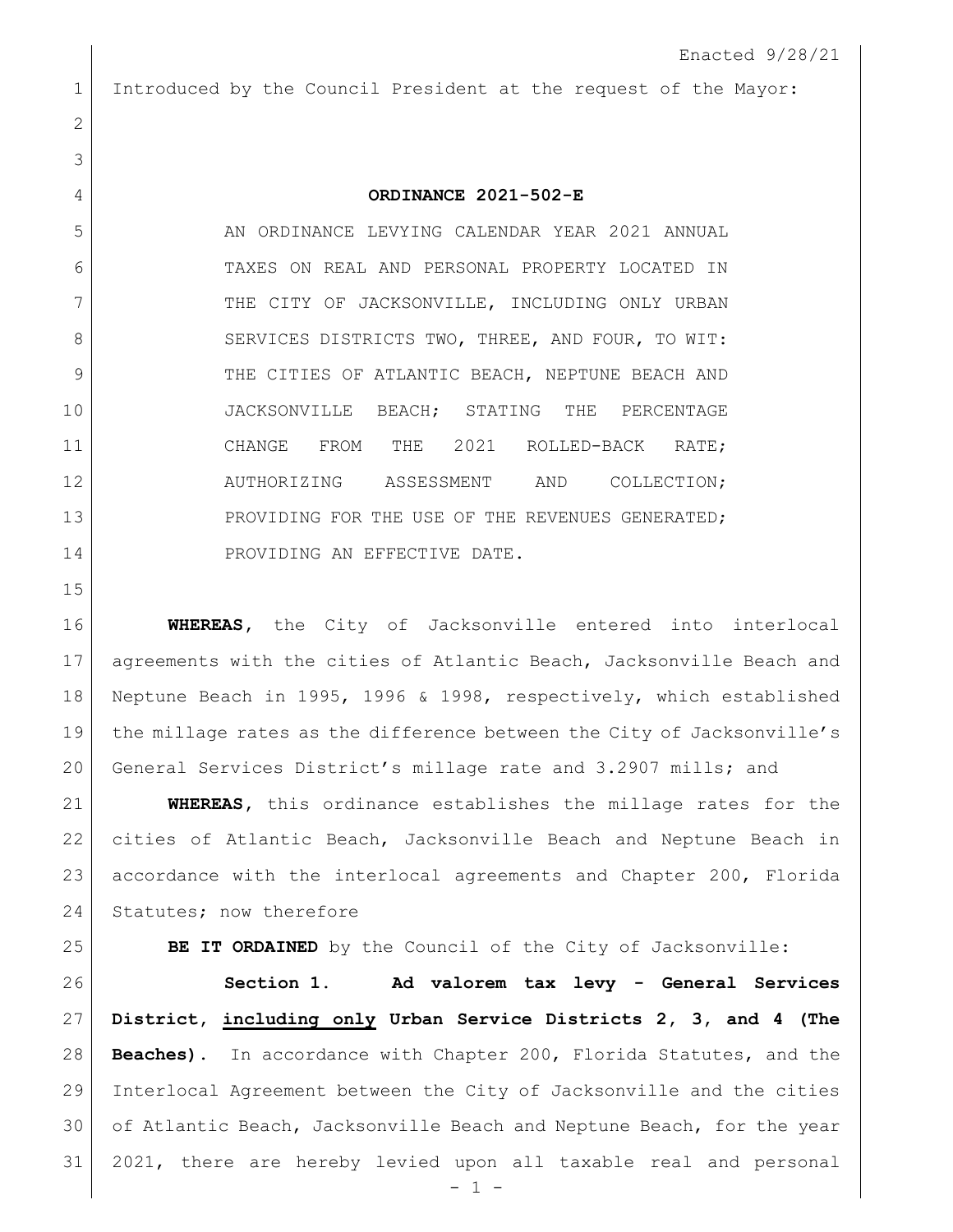Enacted 9/28/21

Introduced by the Council President at the request of the Mayor:

**ORDINANCE 2021-502-E**

AN ORDINANCE LEVYING CALENDAR YEAR 2021 ANNUAL TAXES ON REAL AND PERSONAL PROPERTY LOCATED IN THE CITY OF JACKSONVILLE, INCLUDING ONLY URBAN SERVICES DISTRICTS TWO, THREE, AND FOUR, TO WIT: THE CITIES OF ATLANTIC BEACH, NEPTUNE BEACH AND JACKSONVILLE BEACH; STATING THE PERCENTAGE CHANGE FROM THE 2021 ROLLED-BACK RATE; AUTHORIZING ASSESSMENT AND COLLECTION; PROVIDING FOR THE USE OF THE REVENUES GENERATED; PROVIDING AN EFFECTIVE DATE.

**WHEREAS**, the City of Jacksonville entered into interlocal agreements with the cities of Atlantic Beach, Jacksonville Beach and Neptune Beach in 1995, 1996 & 1998, respectively, which established the millage rates as the difference between the City of Jacksonville's General Services District's millage rate and 3.2907 mills; and

**WHEREAS**, this ordinance establishes the millage rates for the cities of Atlantic Beach, Jacksonville Beach and Neptune Beach in accordance with the interlocal agreements and Chapter 200, Florida Statutes; now therefore

**BE IT ORDAINED** by the Council of the City of Jacksonville:

**Section 1. Ad valorem tax levy - General Services District, <u>including only</u> Urban Service Districts 2, 3, and 4 (The Beaches).** In accordance with Chapter 200, Florida Statutes, and the Interlocal Agreement between the City of Jacksonville and the cities of Atlantic Beach, Jacksonville Beach and Neptune Beach, for the year 2021, there are hereby levied upon all taxable real and personal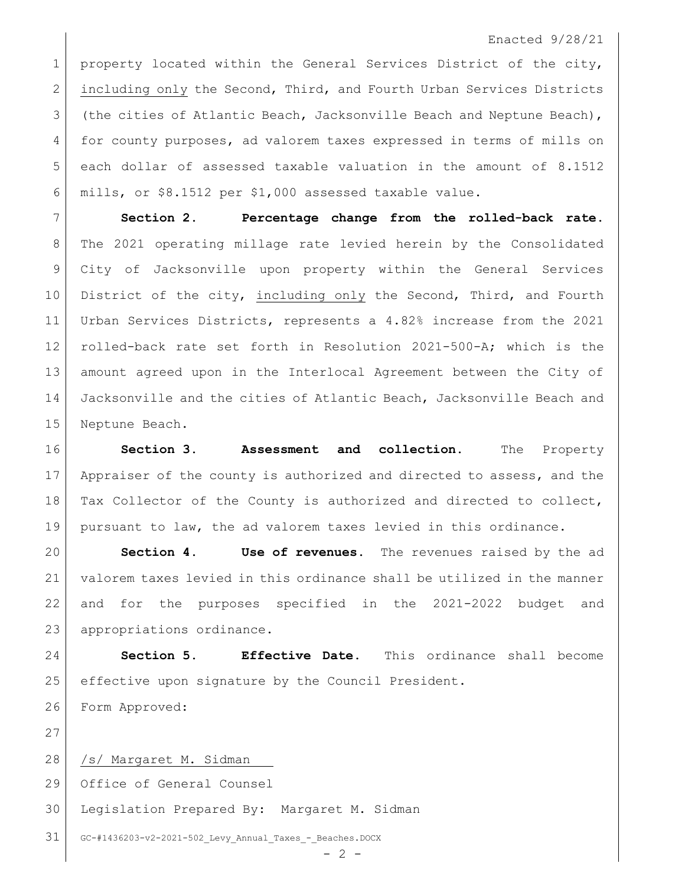Enacted 9/28/21

property located within the General Services District of the city, <u>including only</u> the Second, Third, and Fourth Urban Services Districts (the cities of Atlantic Beach, Jacksonville Beach and Neptune Beach), for county purposes, ad valorem taxes expressed in terms of mills on each dollar of assessed taxable valuation in the amount of 8.1512 mills, or $8.1512 per $1,000 assessed taxable value.

**Section 2. Percentage change from the rolled-back rate.** The 2021 operating millage rate levied herein by the Consolidated City of Jacksonville upon property within the General Services District of the city, <u>including only</u> the Second, Third, and Fourth Urban Services Districts, represents a 4.82% increase from the 2021 rolled-back rate set forth in Resolution 2021-500-A; which is the amount agreed upon in the Interlocal Agreement between the City of Jacksonville and the cities of Atlantic Beach, Jacksonville Beach and Neptune Beach.

**Section 3. Assessment and collection.** The Property Appraiser of the county is authorized and directed to assess, and the Tax Collector of the County is authorized and directed to collect, pursuant to law, the ad valorem taxes levied in this ordinance.

**Section 4. Use of revenues.** The revenues raised by the ad valorem taxes levied in this ordinance shall be utilized in the manner and for the purposes specified in the 2021-2022 budget and appropriations ordinance.

**Section 5. Effective Date.** This ordinance shall become effective upon signature by the Council President.

Form Approved:

/s/ Margaret M. Sidman

Office of General Counsel

Legislation Prepared By: Margaret M. Sidman

GC-#1436203-v2-2021-502_Levy_Annual_Taxes_-_Beaches.DOCX